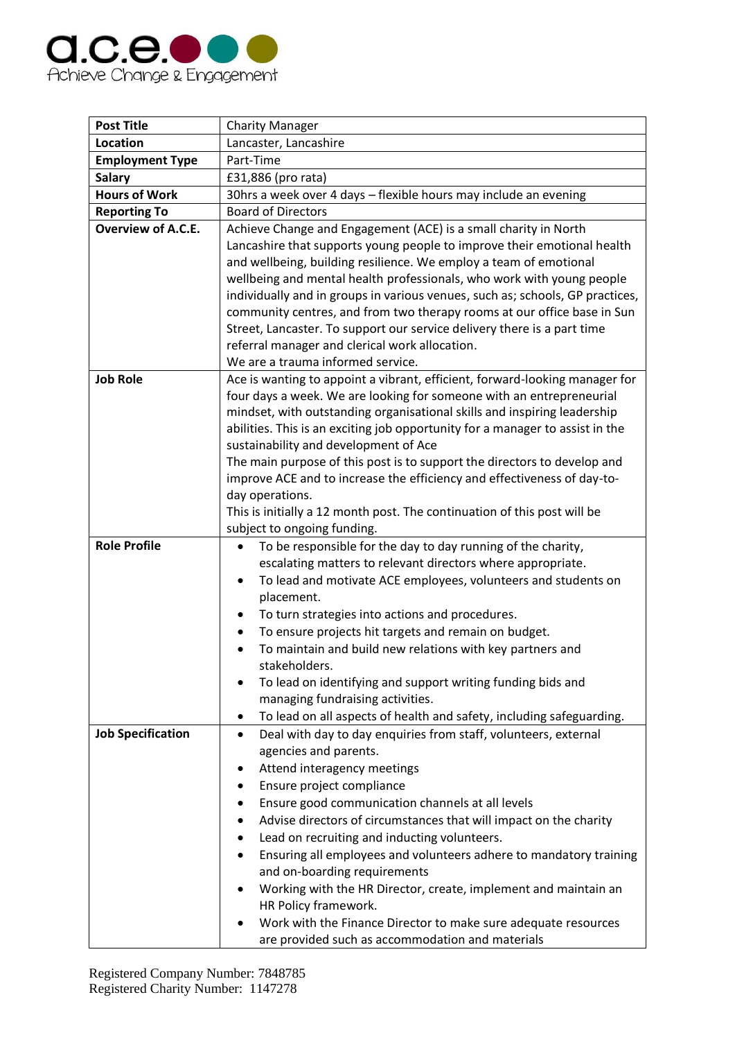a.c.e.

Achieve Change & Engagement

| Post Title | Charity Manager |
|---|---|
| **Location** | Lancaster, Lancashire |
| **Employment Type** | Part-Time |
| **Salary** | £31,886 (pro rata) |
| **Hours of Work** | 30hrs a week over 4 days – flexible hours may include an evening |
| **Reporting To** | Board of Directors |
| **Overview of A.C.E.** | Achieve Change and Engagement (ACE) is a small charity in North Lancashire that supports young people to improve their emotional health and wellbeing, building resilience. We employ a team of emotional wellbeing and mental health professionals, who work with young people individually and in groups in various venues, such as; schools, GP practices, community centres, and from two therapy rooms at our office base in Sun Street, Lancaster. To support our service delivery there is a part time referral manager and clerical work allocation.<br>We are a trauma informed service. |
| **Job Role** | Ace is wanting to appoint a vibrant, efficient, forward-looking manager for four days a week. We are looking for someone with an entrepreneurial mindset, with outstanding organisational skills and inspiring leadership abilities. This is an exciting job opportunity for a manager to assist in the sustainability and development of Ace<br>The main purpose of this post is to support the directors to develop and improve ACE and to increase the efficiency and effectiveness of day-to-day operations.<br>This is initially a 12 month post. The continuation of this post will be subject to ongoing funding. |
| **Role Profile** | • To be responsible for the day to day running of the charity, escalating matters to relevant directors where appropriate.<br>• To lead and motivate ACE employees, volunteers and students on placement.<br>• To turn strategies into actions and procedures.<br>• To ensure projects hit targets and remain on budget.<br>• To maintain and build new relations with key partners and stakeholders.<br>• To lead on identifying and support writing funding bids and managing fundraising activities.<br>• To lead on all aspects of health and safety, including safeguarding. |
| **Job Specification** | • Deal with day to day enquiries from staff, volunteers, external agencies and parents.<br>• Attend interagency meetings<br>• Ensure project compliance<br>• Ensure good communication channels at all levels<br>• Advise directors of circumstances that will impact on the charity<br>• Lead on recruiting and inducting volunteers.<br>• Ensuring all employees and volunteers adhere to mandatory training and on-boarding requirements<br>• Working with the HR Director, create, implement and maintain an HR Policy framework.<br>• Work with the Finance Director to make sure adequate resources are provided such as accommodation and materials |

Registered Company Number: 7848785
Registered Charity Number: 1147278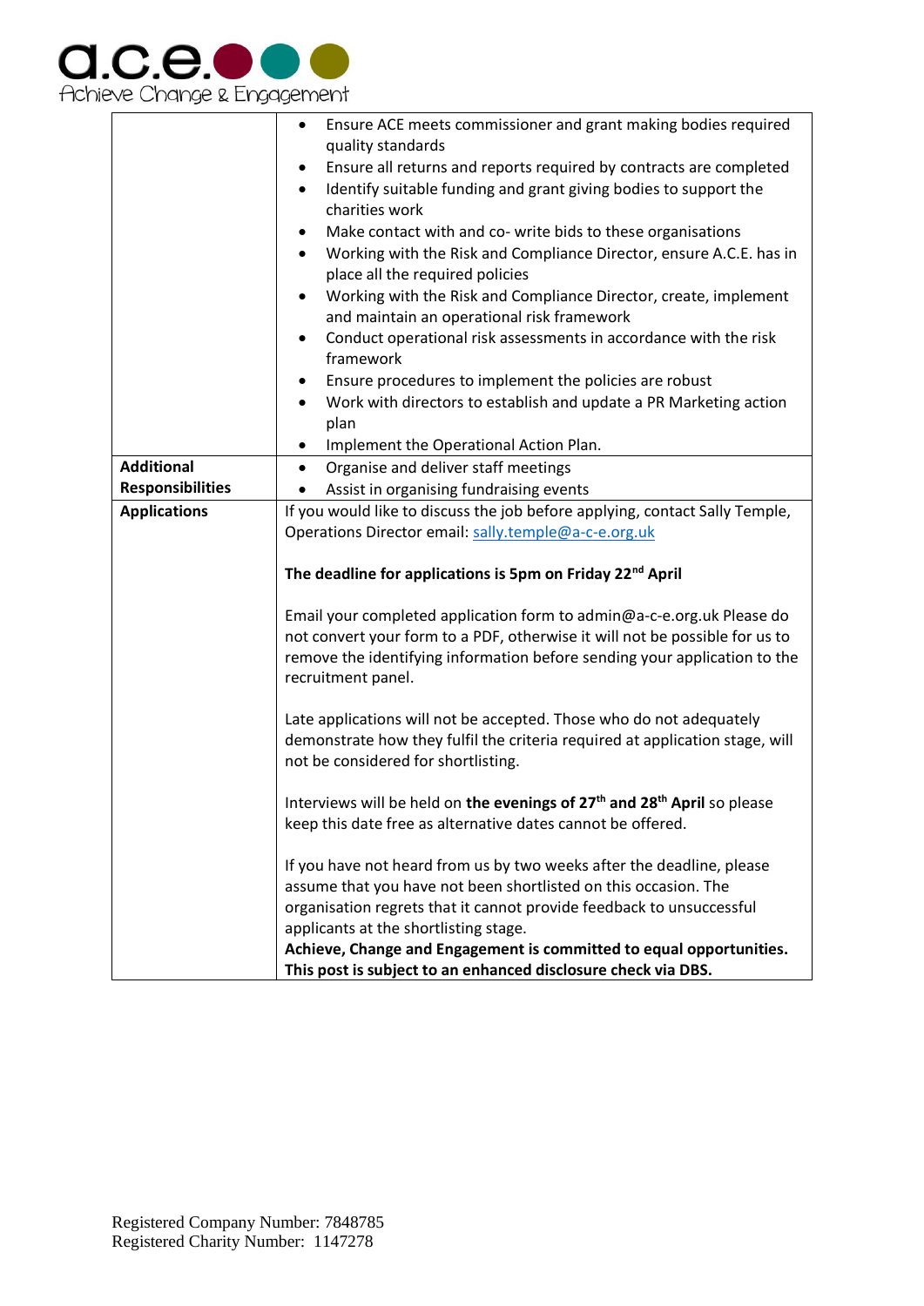| | |
|---|---|
| | • Ensure ACE meets commissioner and grant making bodies required quality standards<br>• Ensure all returns and reports required by contracts are completed<br>• Identify suitable funding and grant giving bodies to support the charities work<br>• Make contact with and co- write bids to these organisations<br>• Working with the Risk and Compliance Director, ensure A.C.E. has in place all the required policies<br>• Working with the Risk and Compliance Director, create, implement and maintain an operational risk framework<br>• Conduct operational risk assessments in accordance with the risk framework<br>• Ensure procedures to implement the policies are robust<br>• Work with directors to establish and update a PR Marketing action plan<br>• Implement the Operational Action Plan. |
| **Additional Responsibilities** | • Organise and deliver staff meetings<br>• Assist in organising fundraising events |
| **Applications** | If you would like to discuss the job before applying, contact Sally Temple, Operations Director email: sally.temple@a-c-e.org.uk<br><br>**The deadline for applications is 5pm on Friday 22nd April**<br><br>Email your completed application form to admin@a-c-e.org.uk Please do not convert your form to a PDF, otherwise it will not be possible for us to remove the identifying information before sending your application to the recruitment panel.<br><br>Late applications will not be accepted. Those who do not adequately demonstrate how they fulfil the criteria required at application stage, will not be considered for shortlisting.<br><br>Interviews will be held on **the evenings of 27th and 28th April** so please keep this date free as alternative dates cannot be offered.<br><br>If you have not heard from us by two weeks after the deadline, please assume that you have not been shortlisted on this occasion. The organisation regrets that it cannot provide feedback to unsuccessful applicants at the shortlisting stage.<br>**Achieve, Change and Engagement is committed to equal opportunities. This post is subject to an enhanced disclosure check via DBS.** |

Registered Company Number: 7848785
Registered Charity Number: 1147278